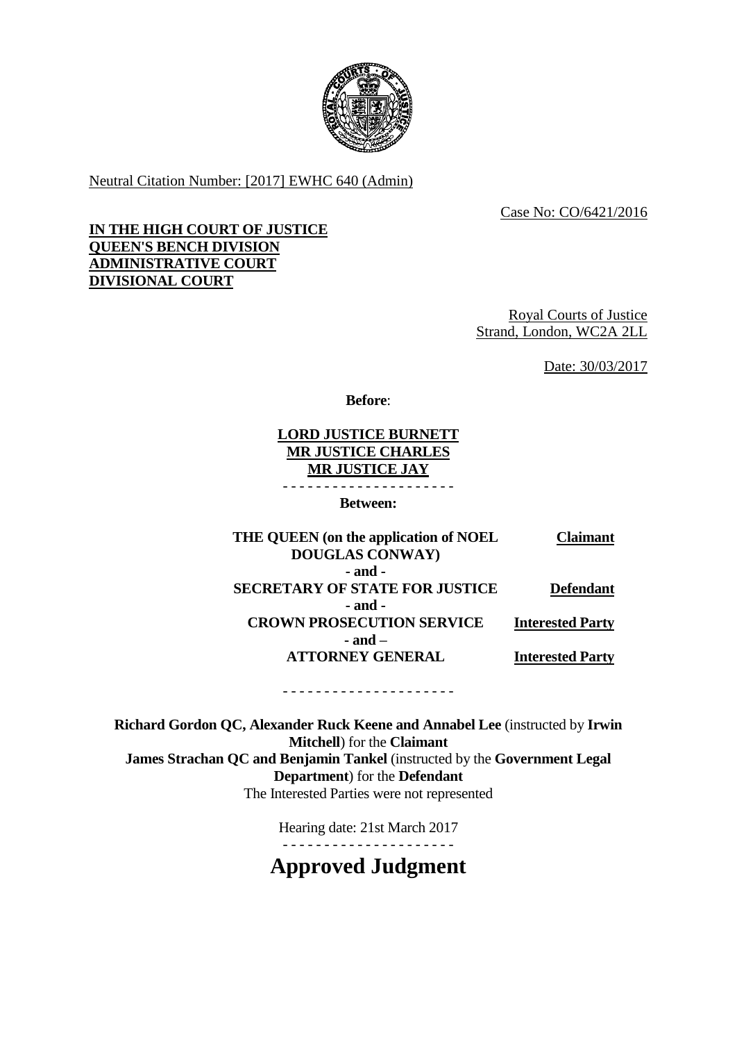Neutral Citation Number: [2017] EWHC 640 (Admin)

Case No: CO/6421/2016

**IN THE HIGH COURT OF JUSTICE**
**QUEEN'S BENCH DIVISION**
**ADMINISTRATIVE COURT**
**DIVISIONAL COURT**

Royal Courts of Justice
Strand, London, WC2A 2LL

Date: 30/03/2017

**Before**:

**LORD JUSTICE BURNETT**
**MR JUSTICE CHARLES**
**MR JUSTICE JAY**

- - - - - - - - - - - - - - - - - - - - -

**Between:**

| | |
|---|---|
| **THE QUEEN (on the application of NOEL DOUGLAS CONWAY)** | **Claimant** |
| **- and -** | |
| **SECRETARY OF STATE FOR JUSTICE** | **Defendant** |
| **- and -** | |
| **CROWN PROSECUTION SERVICE** | **Interested Party** |
| **- and –** | |
| **ATTORNEY GENERAL** | **Interested Party** |

- - - - - - - - - - - - - - - - - - - - -

**Richard Gordon QC, Alexander Ruck Keene and Annabel Lee** (instructed by **Irwin Mitchell**) for the **Claimant**
**James Strachan QC and Benjamin Tankel** (instructed by the **Government Legal Department**) for the **Defendant**
The Interested Parties were not represented

Hearing date: 21st March 2017

- - - - - - - - - - - - - - - - - - - - -

# Approved Judgment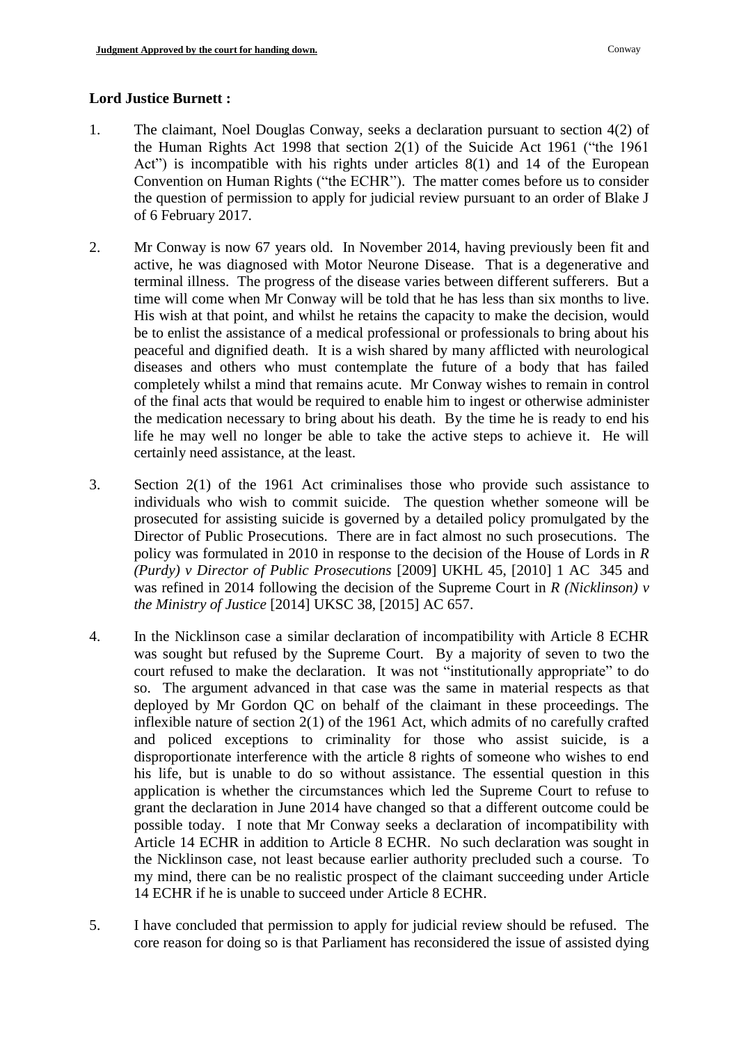**Lord Justice Burnett :**

1. The claimant, Noel Douglas Conway, seeks a declaration pursuant to section 4(2) of the Human Rights Act 1998 that section 2(1) of the Suicide Act 1961 ("the 1961 Act") is incompatible with his rights under articles 8(1) and 14 of the European Convention on Human Rights ("the ECHR"). The matter comes before us to consider the question of permission to apply for judicial review pursuant to an order of Blake J of 6 February 2017.

2. Mr Conway is now 67 years old. In November 2014, having previously been fit and active, he was diagnosed with Motor Neurone Disease. That is a degenerative and terminal illness. The progress of the disease varies between different sufferers. But a time will come when Mr Conway will be told that he has less than six months to live. His wish at that point, and whilst he retains the capacity to make the decision, would be to enlist the assistance of a medical professional or professionals to bring about his peaceful and dignified death. It is a wish shared by many afflicted with neurological diseases and others who must contemplate the future of a body that has failed completely whilst a mind that remains acute. Mr Conway wishes to remain in control of the final acts that would be required to enable him to ingest or otherwise administer the medication necessary to bring about his death. By the time he is ready to end his life he may well no longer be able to take the active steps to achieve it. He will certainly need assistance, at the least.

3. Section 2(1) of the 1961 Act criminalises those who provide such assistance to individuals who wish to commit suicide. The question whether someone will be prosecuted for assisting suicide is governed by a detailed policy promulgated by the Director of Public Prosecutions. There are in fact almost no such prosecutions. The policy was formulated in 2010 in response to the decision of the House of Lords in *R (Purdy) v Director of Public Prosecutions* [2009] UKHL 45, [2010] 1 AC 345 and was refined in 2014 following the decision of the Supreme Court in *R (Nicklinson) v the Ministry of Justice* [2014] UKSC 38, [2015] AC 657.

4. In the Nicklinson case a similar declaration of incompatibility with Article 8 ECHR was sought but refused by the Supreme Court. By a majority of seven to two the court refused to make the declaration. It was not "institutionally appropriate" to do so. The argument advanced in that case was the same in material respects as that deployed by Mr Gordon QC on behalf of the claimant in these proceedings. The inflexible nature of section 2(1) of the 1961 Act, which admits of no carefully crafted and policed exceptions to criminality for those who assist suicide, is a disproportionate interference with the article 8 rights of someone who wishes to end his life, but is unable to do so without assistance. The essential question in this application is whether the circumstances which led the Supreme Court to refuse to grant the declaration in June 2014 have changed so that a different outcome could be possible today. I note that Mr Conway seeks a declaration of incompatibility with Article 14 ECHR in addition to Article 8 ECHR. No such declaration was sought in the Nicklinson case, not least because earlier authority precluded such a course. To my mind, there can be no realistic prospect of the claimant succeeding under Article 14 ECHR if he is unable to succeed under Article 8 ECHR.

5. I have concluded that permission to apply for judicial review should be refused. The core reason for doing so is that Parliament has reconsidered the issue of assisted dying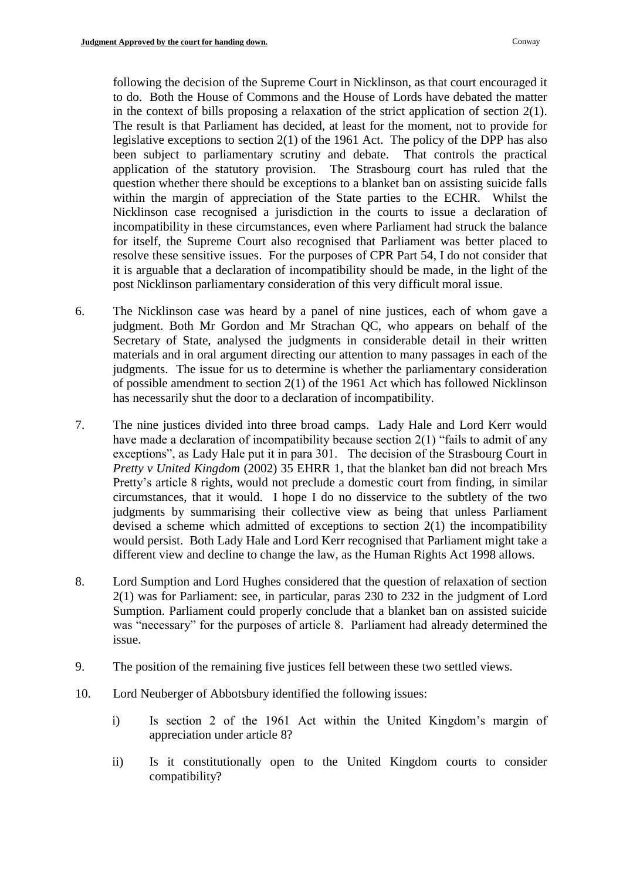following the decision of the Supreme Court in Nicklinson, as that court encouraged it to do. Both the House of Commons and the House of Lords have debated the matter in the context of bills proposing a relaxation of the strict application of section 2(1). The result is that Parliament has decided, at least for the moment, not to provide for legislative exceptions to section 2(1) of the 1961 Act. The policy of the DPP has also been subject to parliamentary scrutiny and debate. That controls the practical application of the statutory provision. The Strasbourg court has ruled that the question whether there should be exceptions to a blanket ban on assisting suicide falls within the margin of appreciation of the State parties to the ECHR. Whilst the Nicklinson case recognised a jurisdiction in the courts to issue a declaration of incompatibility in these circumstances, even where Parliament had struck the balance for itself, the Supreme Court also recognised that Parliament was better placed to resolve these sensitive issues. For the purposes of CPR Part 54, I do not consider that it is arguable that a declaration of incompatibility should be made, in the light of the post Nicklinson parliamentary consideration of this very difficult moral issue.

6. The Nicklinson case was heard by a panel of nine justices, each of whom gave a judgment. Both Mr Gordon and Mr Strachan QC, who appears on behalf of the Secretary of State, analysed the judgments in considerable detail in their written materials and in oral argument directing our attention to many passages in each of the judgments. The issue for us to determine is whether the parliamentary consideration of possible amendment to section 2(1) of the 1961 Act which has followed Nicklinson has necessarily shut the door to a declaration of incompatibility.

7. The nine justices divided into three broad camps. Lady Hale and Lord Kerr would have made a declaration of incompatibility because section 2(1) "fails to admit of any exceptions", as Lady Hale put it in para 301. The decision of the Strasbourg Court in *Pretty v United Kingdom* (2002) 35 EHRR 1, that the blanket ban did not breach Mrs Pretty's article 8 rights, would not preclude a domestic court from finding, in similar circumstances, that it would. I hope I do no disservice to the subtlety of the two judgments by summarising their collective view as being that unless Parliament devised a scheme which admitted of exceptions to section 2(1) the incompatibility would persist. Both Lady Hale and Lord Kerr recognised that Parliament might take a different view and decline to change the law, as the Human Rights Act 1998 allows.

8. Lord Sumption and Lord Hughes considered that the question of relaxation of section 2(1) was for Parliament: see, in particular, paras 230 to 232 in the judgment of Lord Sumption. Parliament could properly conclude that a blanket ban on assisted suicide was "necessary" for the purposes of article 8. Parliament had already determined the issue.

9. The position of the remaining five justices fell between these two settled views.

10. Lord Neuberger of Abbotsbury identified the following issues:

    i) Is section 2 of the 1961 Act within the United Kingdom's margin of appreciation under article 8?

    ii) Is it constitutionally open to the United Kingdom courts to consider compatibility?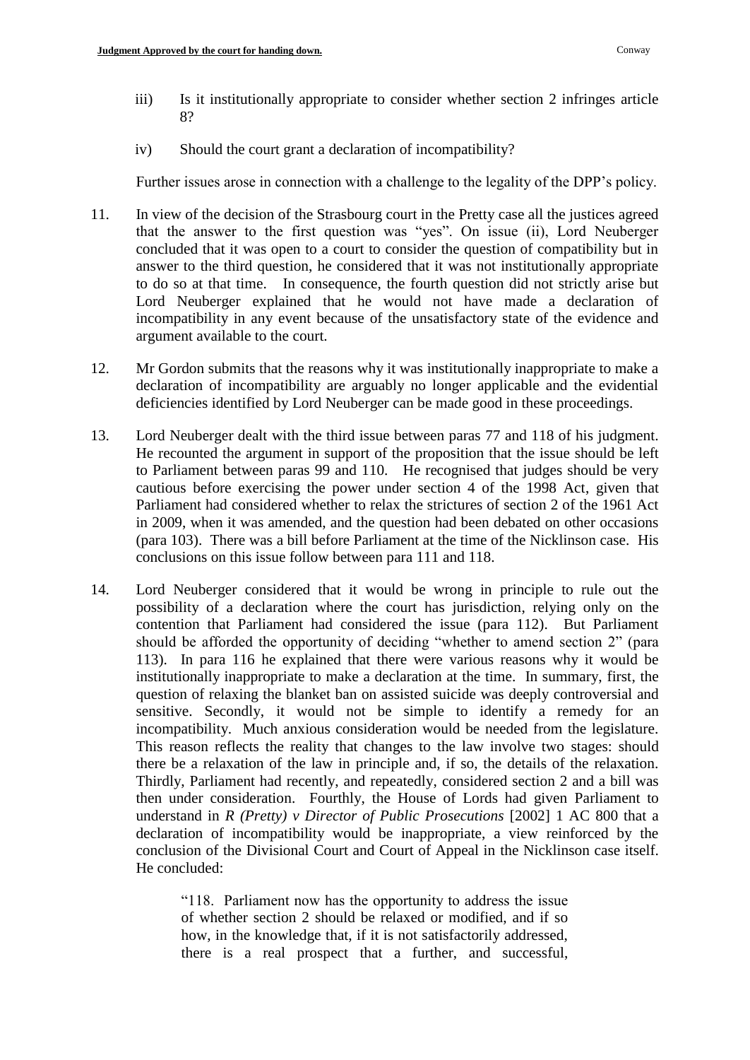iii) Is it institutionally appropriate to consider whether section 2 infringes article 8?

iv) Should the court grant a declaration of incompatibility?

Further issues arose in connection with a challenge to the legality of the DPP's policy.

11. In view of the decision of the Strasbourg court in the Pretty case all the justices agreed that the answer to the first question was "yes". On issue (ii), Lord Neuberger concluded that it was open to a court to consider the question of compatibility but in answer to the third question, he considered that it was not institutionally appropriate to do so at that time. In consequence, the fourth question did not strictly arise but Lord Neuberger explained that he would not have made a declaration of incompatibility in any event because of the unsatisfactory state of the evidence and argument available to the court.

12. Mr Gordon submits that the reasons why it was institutionally inappropriate to make a declaration of incompatibility are arguably no longer applicable and the evidential deficiencies identified by Lord Neuberger can be made good in these proceedings.

13. Lord Neuberger dealt with the third issue between paras 77 and 118 of his judgment. He recounted the argument in support of the proposition that the issue should be left to Parliament between paras 99 and 110. He recognised that judges should be very cautious before exercising the power under section 4 of the 1998 Act, given that Parliament had considered whether to relax the strictures of section 2 of the 1961 Act in 2009, when it was amended, and the question had been debated on other occasions (para 103). There was a bill before Parliament at the time of the Nicklinson case. His conclusions on this issue follow between para 111 and 118.

14. Lord Neuberger considered that it would be wrong in principle to rule out the possibility of a declaration where the court has jurisdiction, relying only on the contention that Parliament had considered the issue (para 112). But Parliament should be afforded the opportunity of deciding "whether to amend section 2" (para 113). In para 116 he explained that there were various reasons why it would be institutionally inappropriate to make a declaration at the time. In summary, first, the question of relaxing the blanket ban on assisted suicide was deeply controversial and sensitive. Secondly, it would not be simple to identify a remedy for an incompatibility. Much anxious consideration would be needed from the legislature. This reason reflects the reality that changes to the law involve two stages: should there be a relaxation of the law in principle and, if so, the details of the relaxation. Thirdly, Parliament had recently, and repeatedly, considered section 2 and a bill was then under consideration. Fourthly, the House of Lords had given Parliament to understand in *R (Pretty) v Director of Public Prosecutions* [2002] 1 AC 800 that a declaration of incompatibility would be inappropriate, a view reinforced by the conclusion of the Divisional Court and Court of Appeal in the Nicklinson case itself. He concluded:

> "118. Parliament now has the opportunity to address the issue of whether section 2 should be relaxed or modified, and if so how, in the knowledge that, if it is not satisfactorily addressed, there is a real prospect that a further, and successful,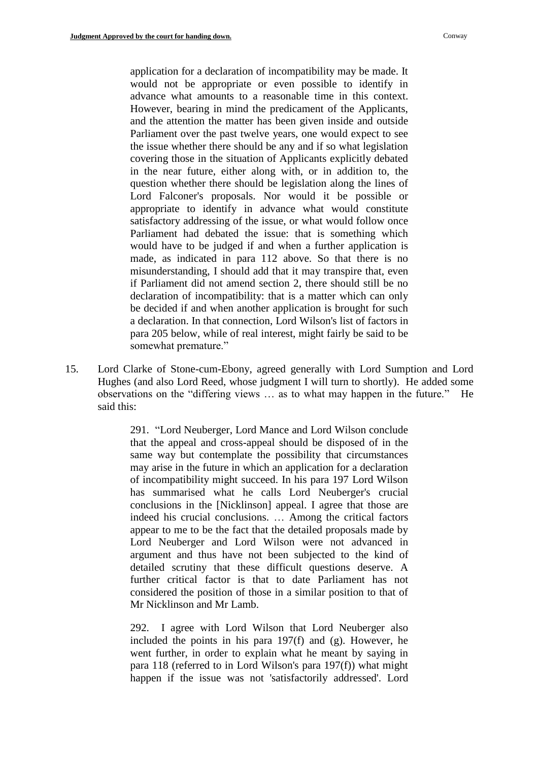> application for a declaration of incompatibility may be made. It would not be appropriate or even possible to identify in advance what amounts to a reasonable time in this context. However, bearing in mind the predicament of the Applicants, and the attention the matter has been given inside and outside Parliament over the past twelve years, one would expect to see the issue whether there should be any and if so what legislation covering those in the situation of Applicants explicitly debated in the near future, either along with, or in addition to, the question whether there should be legislation along the lines of Lord Falconer's proposals. Nor would it be possible or appropriate to identify in advance what would constitute satisfactory addressing of the issue, or what would follow once Parliament had debated the issue: that is something which would have to be judged if and when a further application is made, as indicated in para 112 above. So that there is no misunderstanding, I should add that it may transpire that, even if Parliament did not amend section 2, there should still be no declaration of incompatibility: that is a matter which can only be decided if and when another application is brought for such a declaration. In that connection, Lord Wilson's list of factors in para 205 below, while of real interest, might fairly be said to be somewhat premature."

15. Lord Clarke of Stone-cum-Ebony, agreed generally with Lord Sumption and Lord Hughes (and also Lord Reed, whose judgment I will turn to shortly). He added some observations on the "differing views … as to what may happen in the future." He said this:

> 291. "Lord Neuberger, Lord Mance and Lord Wilson conclude that the appeal and cross-appeal should be disposed of in the same way but contemplate the possibility that circumstances may arise in the future in which an application for a declaration of incompatibility might succeed. In his para 197 Lord Wilson has summarised what he calls Lord Neuberger's crucial conclusions in the [Nicklinson] appeal. I agree that those are indeed his crucial conclusions. … Among the critical factors appear to me to be the fact that the detailed proposals made by Lord Neuberger and Lord Wilson were not advanced in argument and thus have not been subjected to the kind of detailed scrutiny that these difficult questions deserve. A further critical factor is that to date Parliament has not considered the position of those in a similar position to that of Mr Nicklinson and Mr Lamb.
>
> 292. I agree with Lord Wilson that Lord Neuberger also included the points in his para 197(f) and (g). However, he went further, in order to explain what he meant by saying in para 118 (referred to in Lord Wilson's para 197(f)) what might happen if the issue was not 'satisfactorily addressed'. Lord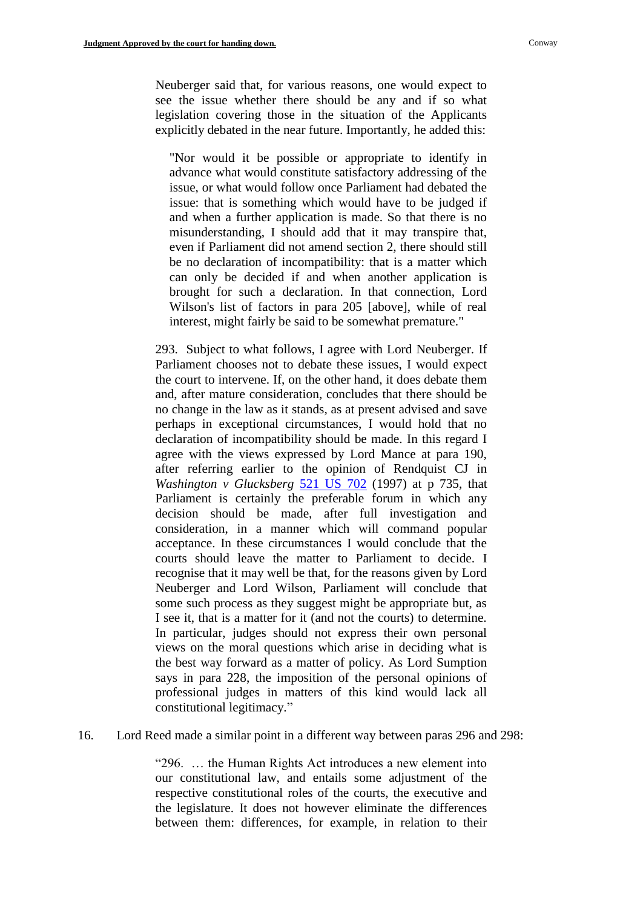Neuberger said that, for various reasons, one would expect to see the issue whether there should be any and if so what legislation covering those in the situation of the Applicants explicitly debated in the near future. Importantly, he added this:

> "Nor would it be possible or appropriate to identify in advance what would constitute satisfactory addressing of the issue, or what would follow once Parliament had debated the issue: that is something which would have to be judged if and when a further application is made. So that there is no misunderstanding, I should add that it may transpire that, even if Parliament did not amend section 2, there should still be no declaration of incompatibility: that is a matter which can only be decided if and when another application is brought for such a declaration. In that connection, Lord Wilson's list of factors in para 205 [above], while of real interest, might fairly be said to be somewhat premature."

293. Subject to what follows, I agree with Lord Neuberger. If Parliament chooses not to debate these issues, I would expect the court to intervene. If, on the other hand, it does debate them and, after mature consideration, concludes that there should be no change in the law as it stands, as at present advised and save perhaps in exceptional circumstances, I would hold that no declaration of incompatibility should be made. In this regard I agree with the views expressed by Lord Mance at para 190, after referring earlier to the opinion of Rendquist CJ in *Washington v Glucksberg* 521 US 702 (1997) at p 735, that Parliament is certainly the preferable forum in which any decision should be made, after full investigation and consideration, in a manner which will command popular acceptance. In these circumstances I would conclude that the courts should leave the matter to Parliament to decide. I recognise that it may well be that, for the reasons given by Lord Neuberger and Lord Wilson, Parliament will conclude that some such process as they suggest might be appropriate but, as I see it, that is a matter for it (and not the courts) to determine. In particular, judges should not express their own personal views on the moral questions which arise in deciding what is the best way forward as a matter of policy. As Lord Sumption says in para 228, the imposition of the personal opinions of professional judges in matters of this kind would lack all constitutional legitimacy."

16. Lord Reed made a similar point in a different way between paras 296 and 298:

> "296. … the Human Rights Act introduces a new element into our constitutional law, and entails some adjustment of the respective constitutional roles of the courts, the executive and the legislature. It does not however eliminate the differences between them: differences, for example, in relation to their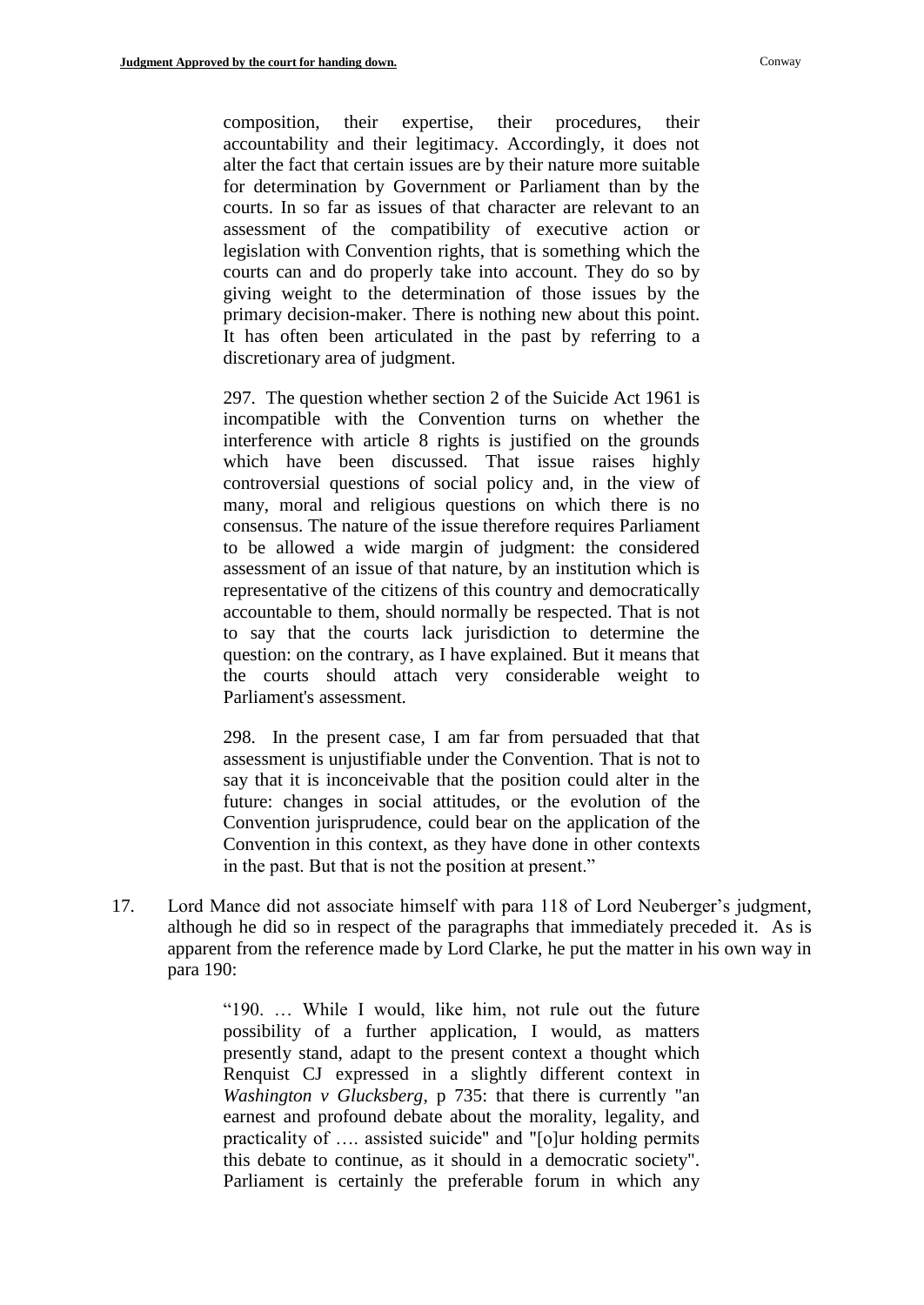composition, their expertise, their procedures, their accountability and their legitimacy. Accordingly, it does not alter the fact that certain issues are by their nature more suitable for determination by Government or Parliament than by the courts. In so far as issues of that character are relevant to an assessment of the compatibility of executive action or legislation with Convention rights, that is something which the courts can and do properly take into account. They do so by giving weight to the determination of those issues by the primary decision-maker. There is nothing new about this point. It has often been articulated in the past by referring to a discretionary area of judgment.

> 297. The question whether section 2 of the Suicide Act 1961 is incompatible with the Convention turns on whether the interference with article 8 rights is justified on the grounds which have been discussed. That issue raises highly controversial questions of social policy and, in the view of many, moral and religious questions on which there is no consensus. The nature of the issue therefore requires Parliament to be allowed a wide margin of judgment: the considered assessment of an issue of that nature, by an institution which is representative of the citizens of this country and democratically accountable to them, should normally be respected. That is not to say that the courts lack jurisdiction to determine the question: on the contrary, as I have explained. But it means that the courts should attach very considerable weight to Parliament's assessment.
>
> 298. In the present case, I am far from persuaded that that assessment is unjustifiable under the Convention. That is not to say that it is inconceivable that the position could alter in the future: changes in social attitudes, or the evolution of the Convention jurisprudence, could bear on the application of the Convention in this context, as they have done in other contexts in the past. But that is not the position at present."

17. Lord Mance did not associate himself with para 118 of Lord Neuberger's judgment, although he did so in respect of the paragraphs that immediately preceded it. As is apparent from the reference made by Lord Clarke, he put the matter in his own way in para 190:

> "190. … While I would, like him, not rule out the future possibility of a further application, I would, as matters presently stand, adapt to the present context a thought which Renquist CJ expressed in a slightly different context in *Washington v Glucksberg*, p 735: that there is currently "an earnest and profound debate about the morality, legality, and practicality of …. assisted suicide" and "[o]ur holding permits this debate to continue, as it should in a democratic society". Parliament is certainly the preferable forum in which any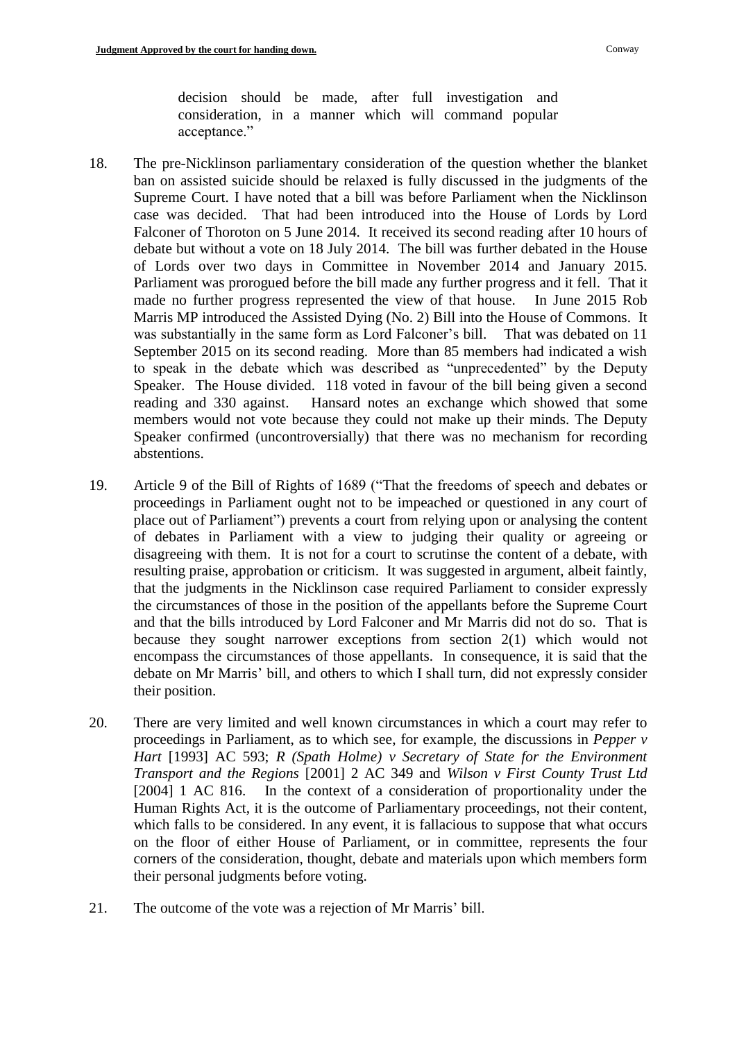> decision should be made, after full investigation and consideration, in a manner which will command popular acceptance."

18. The pre-Nicklinson parliamentary consideration of the question whether the blanket ban on assisted suicide should be relaxed is fully discussed in the judgments of the Supreme Court. I have noted that a bill was before Parliament when the Nicklinson case was decided. That had been introduced into the House of Lords by Lord Falconer of Thoroton on 5 June 2014. It received its second reading after 10 hours of debate but without a vote on 18 July 2014. The bill was further debated in the House of Lords over two days in Committee in November 2014 and January 2015. Parliament was prorogued before the bill made any further progress and it fell. That it made no further progress represented the view of that house. In June 2015 Rob Marris MP introduced the Assisted Dying (No. 2) Bill into the House of Commons. It was substantially in the same form as Lord Falconer's bill. That was debated on 11 September 2015 on its second reading. More than 85 members had indicated a wish to speak in the debate which was described as "unprecedented" by the Deputy Speaker. The House divided. 118 voted in favour of the bill being given a second reading and 330 against. Hansard notes an exchange which showed that some members would not vote because they could not make up their minds. The Deputy Speaker confirmed (uncontroversially) that there was no mechanism for recording abstentions.

19. Article 9 of the Bill of Rights of 1689 ("That the freedoms of speech and debates or proceedings in Parliament ought not to be impeached or questioned in any court of place out of Parliament") prevents a court from relying upon or analysing the content of debates in Parliament with a view to judging their quality or agreeing or disagreeing with them. It is not for a court to scrutinse the content of a debate, with resulting praise, approbation or criticism. It was suggested in argument, albeit faintly, that the judgments in the Nicklinson case required Parliament to consider expressly the circumstances of those in the position of the appellants before the Supreme Court and that the bills introduced by Lord Falconer and Mr Marris did not do so. That is because they sought narrower exceptions from section 2(1) which would not encompass the circumstances of those appellants. In consequence, it is said that the debate on Mr Marris' bill, and others to which I shall turn, did not expressly consider their position.

20. There are very limited and well known circumstances in which a court may refer to proceedings in Parliament, as to which see, for example, the discussions in *Pepper v Hart* [1993] AC 593; *R (Spath Holme) v Secretary of State for the Environment Transport and the Regions* [2001] 2 AC 349 and *Wilson v First County Trust Ltd* [2004] 1 AC 816. In the context of a consideration of proportionality under the Human Rights Act, it is the outcome of Parliamentary proceedings, not their content, which falls to be considered. In any event, it is fallacious to suppose that what occurs on the floor of either House of Parliament, or in committee, represents the four corners of the consideration, thought, debate and materials upon which members form their personal judgments before voting.

21. The outcome of the vote was a rejection of Mr Marris' bill.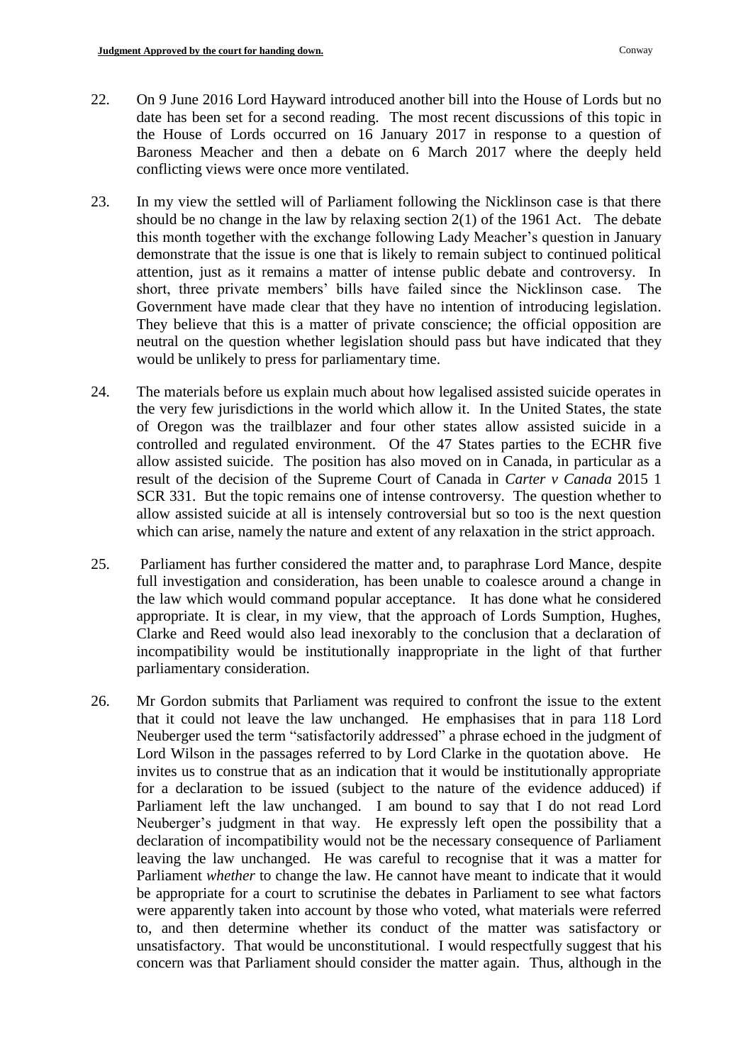22. On 9 June 2016 Lord Hayward introduced another bill into the House of Lords but no date has been set for a second reading. The most recent discussions of this topic in the House of Lords occurred on 16 January 2017 in response to a question of Baroness Meacher and then a debate on 6 March 2017 where the deeply held conflicting views were once more ventilated.

23. In my view the settled will of Parliament following the Nicklinson case is that there should be no change in the law by relaxing section 2(1) of the 1961 Act. The debate this month together with the exchange following Lady Meacher's question in January demonstrate that the issue is one that is likely to remain subject to continued political attention, just as it remains a matter of intense public debate and controversy. In short, three private members' bills have failed since the Nicklinson case. The Government have made clear that they have no intention of introducing legislation. They believe that this is a matter of private conscience; the official opposition are neutral on the question whether legislation should pass but have indicated that they would be unlikely to press for parliamentary time.

24. The materials before us explain much about how legalised assisted suicide operates in the very few jurisdictions in the world which allow it. In the United States, the state of Oregon was the trailblazer and four other states allow assisted suicide in a controlled and regulated environment. Of the 47 States parties to the ECHR five allow assisted suicide. The position has also moved on in Canada, in particular as a result of the decision of the Supreme Court of Canada in *Carter v Canada* 2015 1 SCR 331. But the topic remains one of intense controversy. The question whether to allow assisted suicide at all is intensely controversial but so too is the next question which can arise, namely the nature and extent of any relaxation in the strict approach.

25. Parliament has further considered the matter and, to paraphrase Lord Mance, despite full investigation and consideration, has been unable to coalesce around a change in the law which would command popular acceptance. It has done what he considered appropriate. It is clear, in my view, that the approach of Lords Sumption, Hughes, Clarke and Reed would also lead inexorably to the conclusion that a declaration of incompatibility would be institutionally inappropriate in the light of that further parliamentary consideration.

26. Mr Gordon submits that Parliament was required to confront the issue to the extent that it could not leave the law unchanged. He emphasises that in para 118 Lord Neuberger used the term "satisfactorily addressed" a phrase echoed in the judgment of Lord Wilson in the passages referred to by Lord Clarke in the quotation above. He invites us to construe that as an indication that it would be institutionally appropriate for a declaration to be issued (subject to the nature of the evidence adduced) if Parliament left the law unchanged. I am bound to say that I do not read Lord Neuberger's judgment in that way. He expressly left open the possibility that a declaration of incompatibility would not be the necessary consequence of Parliament leaving the law unchanged. He was careful to recognise that it was a matter for Parliament *whether* to change the law. He cannot have meant to indicate that it would be appropriate for a court to scrutinise the debates in Parliament to see what factors were apparently taken into account by those who voted, what materials were referred to, and then determine whether its conduct of the matter was satisfactory or unsatisfactory. That would be unconstitutional. I would respectfully suggest that his concern was that Parliament should consider the matter again. Thus, although in the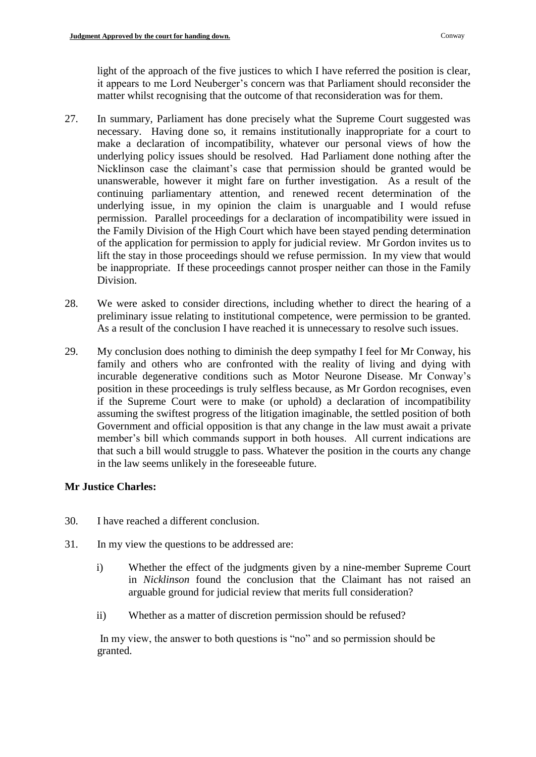light of the approach of the five justices to which I have referred the position is clear, it appears to me Lord Neuberger's concern was that Parliament should reconsider the matter whilst recognising that the outcome of that reconsideration was for them.

27. In summary, Parliament has done precisely what the Supreme Court suggested was necessary. Having done so, it remains institutionally inappropriate for a court to make a declaration of incompatibility, whatever our personal views of how the underlying policy issues should be resolved. Had Parliament done nothing after the Nicklinson case the claimant's case that permission should be granted would be unanswerable, however it might fare on further investigation. As a result of the continuing parliamentary attention, and renewed recent determination of the underlying issue, in my opinion the claim is unarguable and I would refuse permission. Parallel proceedings for a declaration of incompatibility were issued in the Family Division of the High Court which have been stayed pending determination of the application for permission to apply for judicial review. Mr Gordon invites us to lift the stay in those proceedings should we refuse permission. In my view that would be inappropriate. If these proceedings cannot prosper neither can those in the Family Division.

28. We were asked to consider directions, including whether to direct the hearing of a preliminary issue relating to institutional competence, were permission to be granted. As a result of the conclusion I have reached it is unnecessary to resolve such issues.

29. My conclusion does nothing to diminish the deep sympathy I feel for Mr Conway, his family and others who are confronted with the reality of living and dying with incurable degenerative conditions such as Motor Neurone Disease. Mr Conway's position in these proceedings is truly selfless because, as Mr Gordon recognises, even if the Supreme Court were to make (or uphold) a declaration of incompatibility assuming the swiftest progress of the litigation imaginable, the settled position of both Government and official opposition is that any change in the law must await a private member's bill which commands support in both houses. All current indications are that such a bill would struggle to pass. Whatever the position in the courts any change in the law seems unlikely in the foreseeable future.

**Mr Justice Charles:**

30. I have reached a different conclusion.

31. In my view the questions to be addressed are:

    i) Whether the effect of the judgments given by a nine-member Supreme Court in *Nicklinson* found the conclusion that the Claimant has not raised an arguable ground for judicial review that merits full consideration?

    ii) Whether as a matter of discretion permission should be refused?

    In my view, the answer to both questions is "no" and so permission should be granted.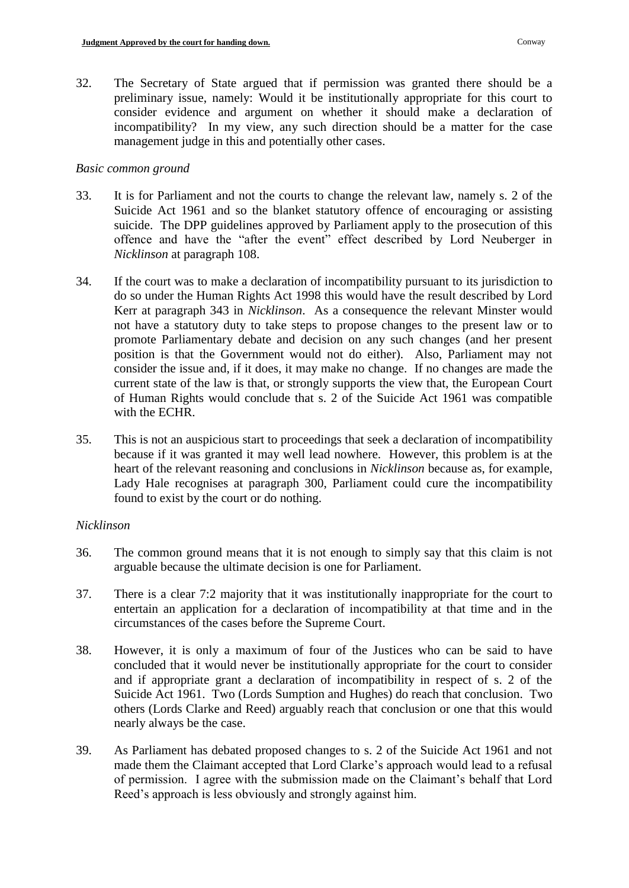32. The Secretary of State argued that if permission was granted there should be a preliminary issue, namely: Would it be institutionally appropriate for this court to consider evidence and argument on whether it should make a declaration of incompatibility? In my view, any such direction should be a matter for the case management judge in this and potentially other cases.

*Basic common ground*

33. It is for Parliament and not the courts to change the relevant law, namely s. 2 of the Suicide Act 1961 and so the blanket statutory offence of encouraging or assisting suicide. The DPP guidelines approved by Parliament apply to the prosecution of this offence and have the "after the event" effect described by Lord Neuberger in *Nicklinson* at paragraph 108.

34. If the court was to make a declaration of incompatibility pursuant to its jurisdiction to do so under the Human Rights Act 1998 this would have the result described by Lord Kerr at paragraph 343 in *Nicklinson*. As a consequence the relevant Minster would not have a statutory duty to take steps to propose changes to the present law or to promote Parliamentary debate and decision on any such changes (and her present position is that the Government would not do either). Also, Parliament may not consider the issue and, if it does, it may make no change. If no changes are made the current state of the law is that, or strongly supports the view that, the European Court of Human Rights would conclude that s. 2 of the Suicide Act 1961 was compatible with the ECHR.

35. This is not an auspicious start to proceedings that seek a declaration of incompatibility because if it was granted it may well lead nowhere. However, this problem is at the heart of the relevant reasoning and conclusions in *Nicklinson* because as, for example, Lady Hale recognises at paragraph 300, Parliament could cure the incompatibility found to exist by the court or do nothing.

*Nicklinson*

36. The common ground means that it is not enough to simply say that this claim is not arguable because the ultimate decision is one for Parliament.

37. There is a clear 7:2 majority that it was institutionally inappropriate for the court to entertain an application for a declaration of incompatibility at that time and in the circumstances of the cases before the Supreme Court.

38. However, it is only a maximum of four of the Justices who can be said to have concluded that it would never be institutionally appropriate for the court to consider and if appropriate grant a declaration of incompatibility in respect of s. 2 of the Suicide Act 1961. Two (Lords Sumption and Hughes) do reach that conclusion. Two others (Lords Clarke and Reed) arguably reach that conclusion or one that this would nearly always be the case.

39. As Parliament has debated proposed changes to s. 2 of the Suicide Act 1961 and not made them the Claimant accepted that Lord Clarke's approach would lead to a refusal of permission. I agree with the submission made on the Claimant's behalf that Lord Reed's approach is less obviously and strongly against him.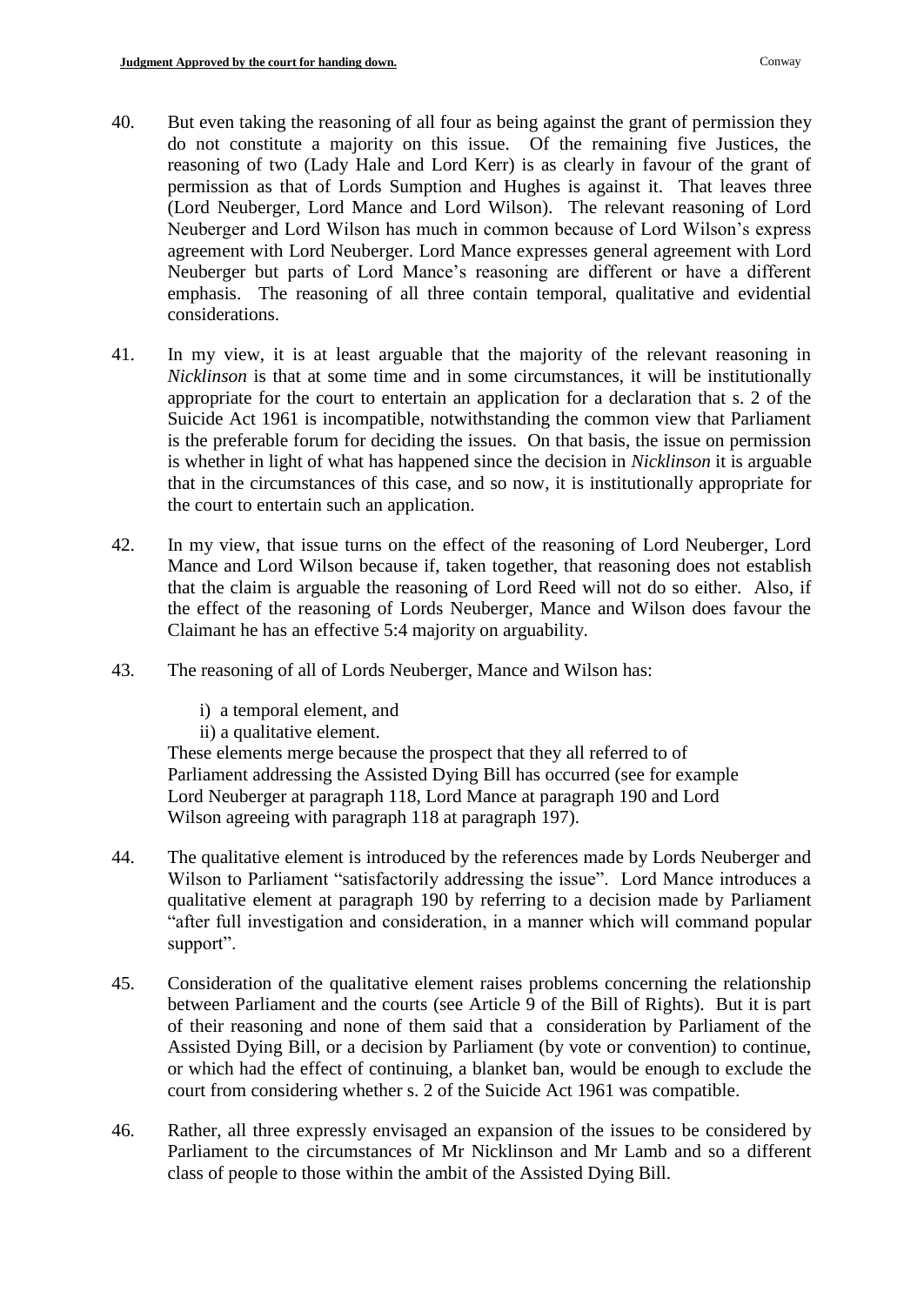40. But even taking the reasoning of all four as being against the grant of permission they do not constitute a majority on this issue. Of the remaining five Justices, the reasoning of two (Lady Hale and Lord Kerr) is as clearly in favour of the grant of permission as that of Lords Sumption and Hughes is against it. That leaves three (Lord Neuberger, Lord Mance and Lord Wilson). The relevant reasoning of Lord Neuberger and Lord Wilson has much in common because of Lord Wilson's express agreement with Lord Neuberger. Lord Mance expresses general agreement with Lord Neuberger but parts of Lord Mance's reasoning are different or have a different emphasis. The reasoning of all three contain temporal, qualitative and evidential considerations.

41. In my view, it is at least arguable that the majority of the relevant reasoning in *Nicklinson* is that at some time and in some circumstances, it will be institutionally appropriate for the court to entertain an application for a declaration that s. 2 of the Suicide Act 1961 is incompatible, notwithstanding the common view that Parliament is the preferable forum for deciding the issues. On that basis, the issue on permission is whether in light of what has happened since the decision in *Nicklinson* it is arguable that in the circumstances of this case, and so now, it is institutionally appropriate for the court to entertain such an application.

42. In my view, that issue turns on the effect of the reasoning of Lord Neuberger, Lord Mance and Lord Wilson because if, taken together, that reasoning does not establish that the claim is arguable the reasoning of Lord Reed will not do so either. Also, if the effect of the reasoning of Lords Neuberger, Mance and Wilson does favour the Claimant he has an effective 5:4 majority on arguability.

43. The reasoning of all of Lords Neuberger, Mance and Wilson has:

    i) a temporal element, and
    ii) a qualitative element.

    These elements merge because the prospect that they all referred to of Parliament addressing the Assisted Dying Bill has occurred (see for example Lord Neuberger at paragraph 118, Lord Mance at paragraph 190 and Lord Wilson agreeing with paragraph 118 at paragraph 197).

44. The qualitative element is introduced by the references made by Lords Neuberger and Wilson to Parliament "satisfactorily addressing the issue". Lord Mance introduces a qualitative element at paragraph 190 by referring to a decision made by Parliament "after full investigation and consideration, in a manner which will command popular support".

45. Consideration of the qualitative element raises problems concerning the relationship between Parliament and the courts (see Article 9 of the Bill of Rights). But it is part of their reasoning and none of them said that a consideration by Parliament of the Assisted Dying Bill, or a decision by Parliament (by vote or convention) to continue, or which had the effect of continuing, a blanket ban, would be enough to exclude the court from considering whether s. 2 of the Suicide Act 1961 was compatible.

46. Rather, all three expressly envisaged an expansion of the issues to be considered by Parliament to the circumstances of Mr Nicklinson and Mr Lamb and so a different class of people to those within the ambit of the Assisted Dying Bill.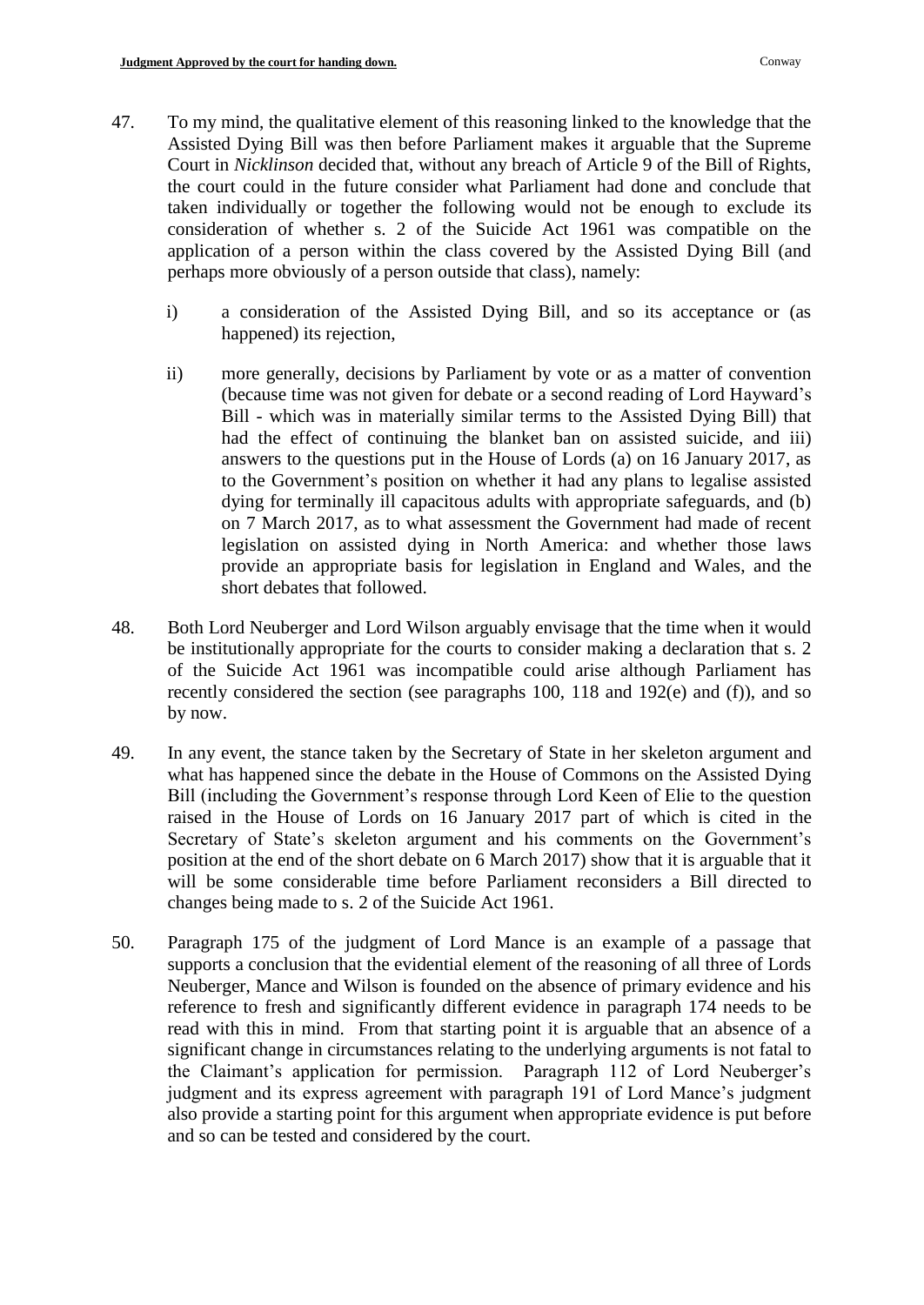47. To my mind, the qualitative element of this reasoning linked to the knowledge that the Assisted Dying Bill was then before Parliament makes it arguable that the Supreme Court in *Nicklinson* decided that, without any breach of Article 9 of the Bill of Rights, the court could in the future consider what Parliament had done and conclude that taken individually or together the following would not be enough to exclude its consideration of whether s. 2 of the Suicide Act 1961 was compatible on the application of a person within the class covered by the Assisted Dying Bill (and perhaps more obviously of a person outside that class), namely:

    i) a consideration of the Assisted Dying Bill, and so its acceptance or (as happened) its rejection,

    ii) more generally, decisions by Parliament by vote or as a matter of convention (because time was not given for debate or a second reading of Lord Hayward's Bill - which was in materially similar terms to the Assisted Dying Bill) that had the effect of continuing the blanket ban on assisted suicide, and iii) answers to the questions put in the House of Lords (a) on 16 January 2017, as to the Government's position on whether it had any plans to legalise assisted dying for terminally ill capacitous adults with appropriate safeguards, and (b) on 7 March 2017, as to what assessment the Government had made of recent legislation on assisted dying in North America: and whether those laws provide an appropriate basis for legislation in England and Wales, and the short debates that followed.

48. Both Lord Neuberger and Lord Wilson arguably envisage that the time when it would be institutionally appropriate for the courts to consider making a declaration that s. 2 of the Suicide Act 1961 was incompatible could arise although Parliament has recently considered the section (see paragraphs 100, 118 and 192(e) and (f)), and so by now.

49. In any event, the stance taken by the Secretary of State in her skeleton argument and what has happened since the debate in the House of Commons on the Assisted Dying Bill (including the Government's response through Lord Keen of Elie to the question raised in the House of Lords on 16 January 2017 part of which is cited in the Secretary of State's skeleton argument and his comments on the Government's position at the end of the short debate on 6 March 2017) show that it is arguable that it will be some considerable time before Parliament reconsiders a Bill directed to changes being made to s. 2 of the Suicide Act 1961.

50. Paragraph 175 of the judgment of Lord Mance is an example of a passage that supports a conclusion that the evidential element of the reasoning of all three of Lords Neuberger, Mance and Wilson is founded on the absence of primary evidence and his reference to fresh and significantly different evidence in paragraph 174 needs to be read with this in mind. From that starting point it is arguable that an absence of a significant change in circumstances relating to the underlying arguments is not fatal to the Claimant's application for permission. Paragraph 112 of Lord Neuberger's judgment and its express agreement with paragraph 191 of Lord Mance's judgment also provide a starting point for this argument when appropriate evidence is put before and so can be tested and considered by the court.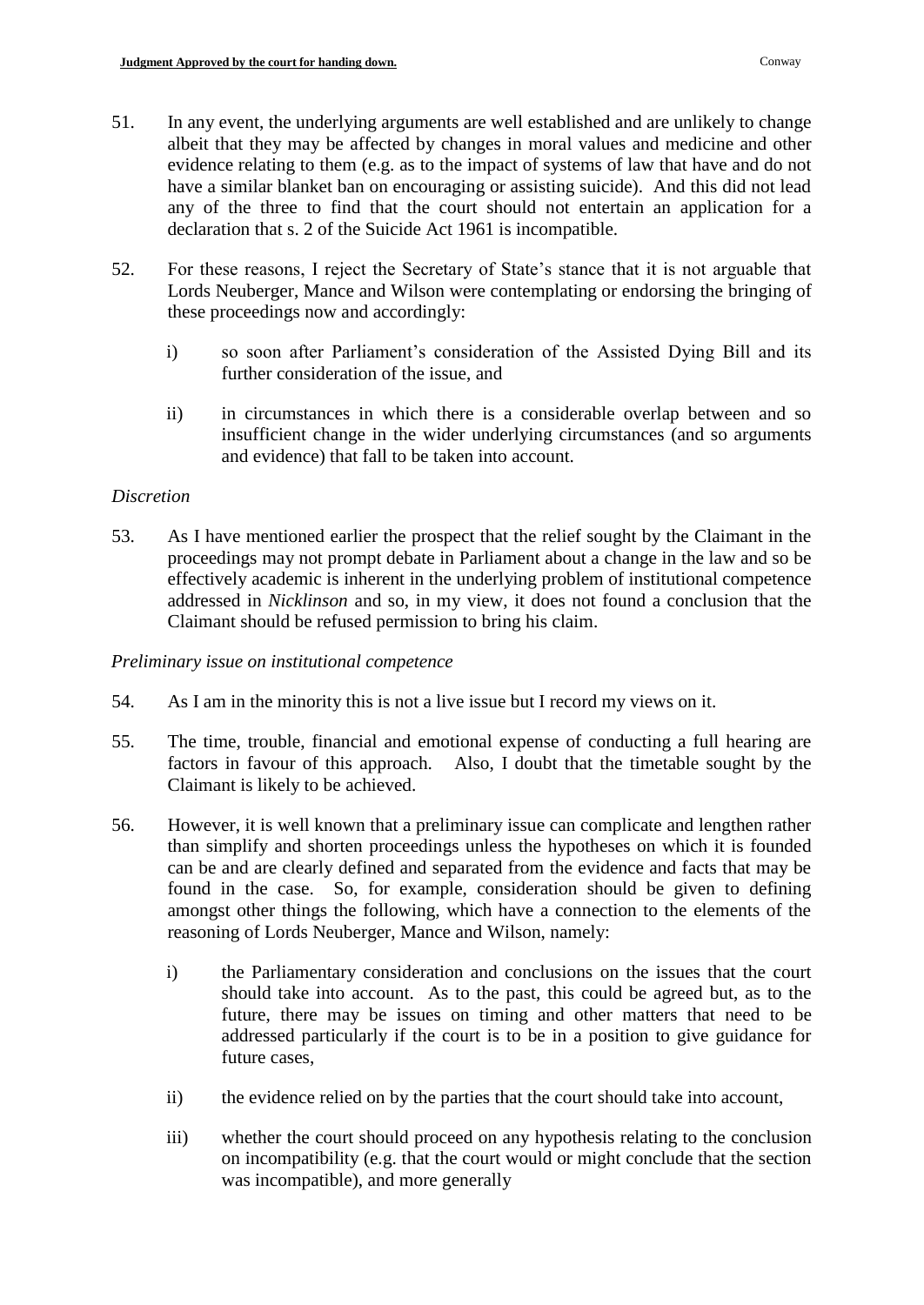51. In any event, the underlying arguments are well established and are unlikely to change albeit that they may be affected by changes in moral values and medicine and other evidence relating to them (e.g. as to the impact of systems of law that have and do not have a similar blanket ban on encouraging or assisting suicide). And this did not lead any of the three to find that the court should not entertain an application for a declaration that s. 2 of the Suicide Act 1961 is incompatible.

52. For these reasons, I reject the Secretary of State's stance that it is not arguable that Lords Neuberger, Mance and Wilson were contemplating or endorsing the bringing of these proceedings now and accordingly:

    i) so soon after Parliament's consideration of the Assisted Dying Bill and its further consideration of the issue, and

    ii) in circumstances in which there is a considerable overlap between and so insufficient change in the wider underlying circumstances (and so arguments and evidence) that fall to be taken into account.

*Discretion*

53. As I have mentioned earlier the prospect that the relief sought by the Claimant in the proceedings may not prompt debate in Parliament about a change in the law and so be effectively academic is inherent in the underlying problem of institutional competence addressed in *Nicklinson* and so, in my view, it does not found a conclusion that the Claimant should be refused permission to bring his claim.

*Preliminary issue on institutional competence*

54. As I am in the minority this is not a live issue but I record my views on it.

55. The time, trouble, financial and emotional expense of conducting a full hearing are factors in favour of this approach. Also, I doubt that the timetable sought by the Claimant is likely to be achieved.

56. However, it is well known that a preliminary issue can complicate and lengthen rather than simplify and shorten proceedings unless the hypotheses on which it is founded can be and are clearly defined and separated from the evidence and facts that may be found in the case. So, for example, consideration should be given to defining amongst other things the following, which have a connection to the elements of the reasoning of Lords Neuberger, Mance and Wilson, namely:

    i) the Parliamentary consideration and conclusions on the issues that the court should take into account. As to the past, this could be agreed but, as to the future, there may be issues on timing and other matters that need to be addressed particularly if the court is to be in a position to give guidance for future cases,

    ii) the evidence relied on by the parties that the court should take into account,

    iii) whether the court should proceed on any hypothesis relating to the conclusion on incompatibility (e.g. that the court would or might conclude that the section was incompatible), and more generally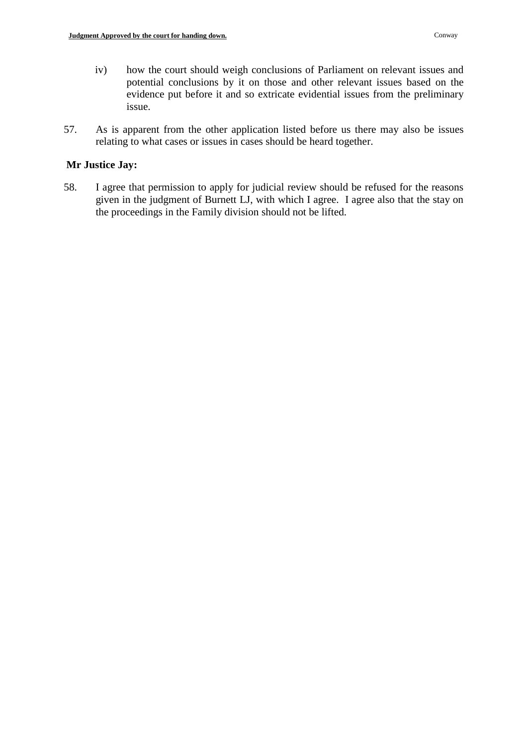iv) how the court should weigh conclusions of Parliament on relevant issues and potential conclusions by it on those and other relevant issues based on the evidence put before it and so extricate evidential issues from the preliminary issue.

57. As is apparent from the other application listed before us there may also be issues relating to what cases or issues in cases should be heard together.

**Mr Justice Jay:**

58. I agree that permission to apply for judicial review should be refused for the reasons given in the judgment of Burnett LJ, with which I agree. I agree also that the stay on the proceedings in the Family division should not be lifted.